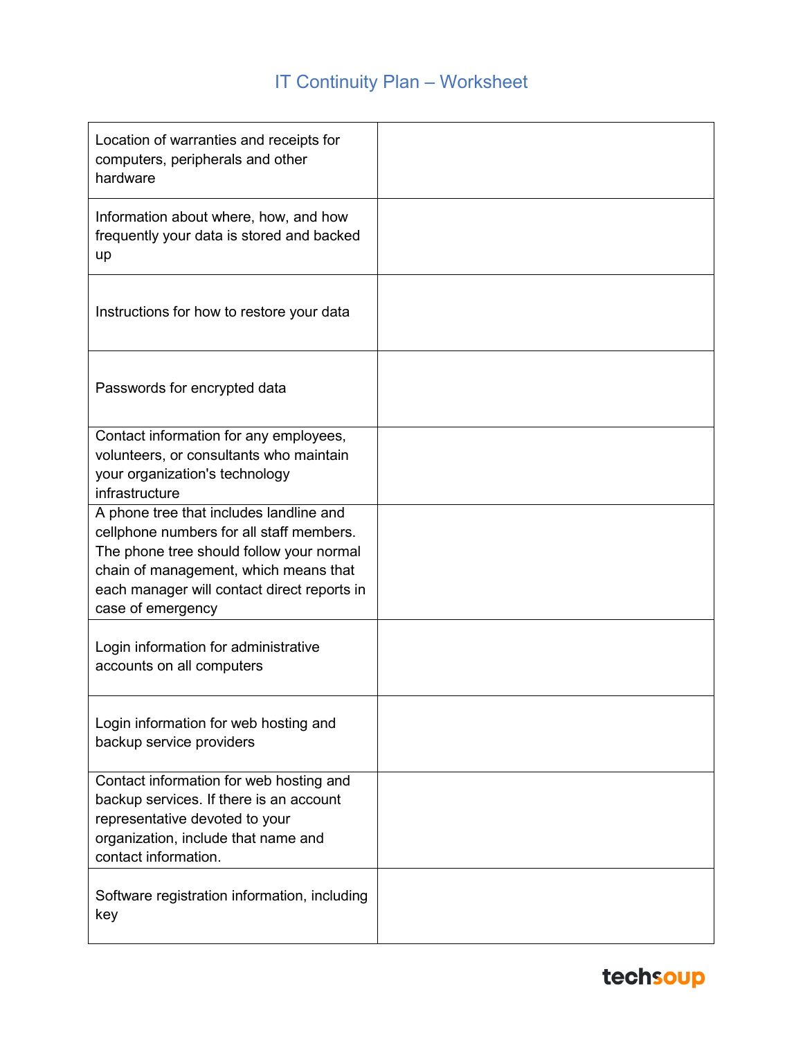# IT Continuity Plan – Worksheet

| | |
|---|---|
| Location of warranties and receipts for computers, peripherals and other hardware | |
| Information about where, how, and how frequently your data is stored and backed up | |
| Instructions for how to restore your data | |
| Passwords for encrypted data | |
| Contact information for any employees, volunteers, or consultants who maintain your organization's technology infrastructure | |
| A phone tree that includes landline and cellphone numbers for all staff members. The phone tree should follow your normal chain of management, which means that each manager will contact direct reports in case of emergency | |
| Login information for administrative accounts on all computers | |
| Login information for web hosting and backup service providers | |
| Contact information for web hosting and backup services. If there is an account representative devoted to your organization, include that name and contact information. | |
| Software registration information, including key | |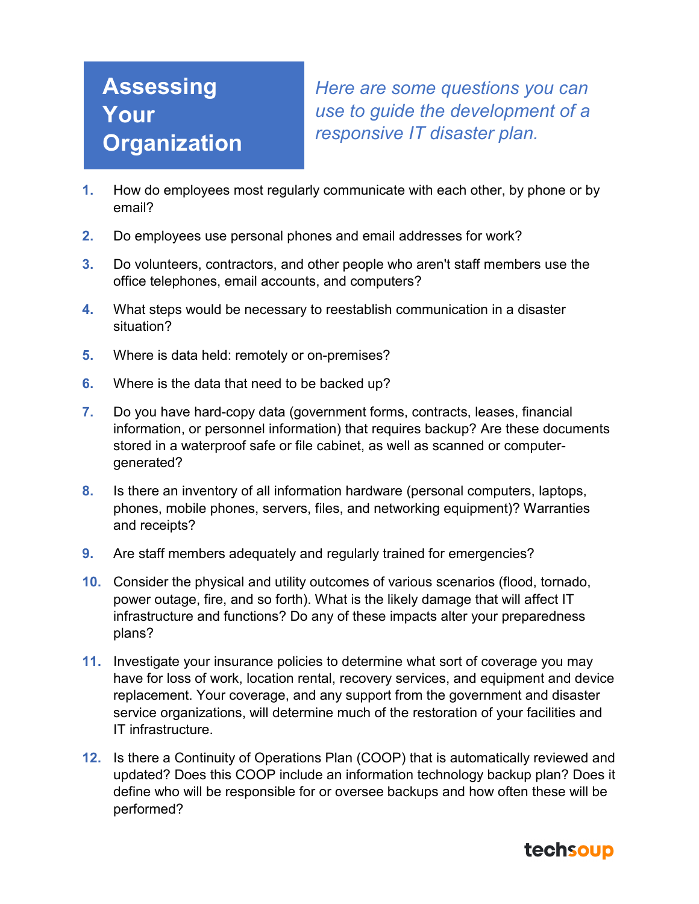# Assessing Your Organization

*Here are some questions you can use to guide the development of a responsive IT disaster plan.*

1. How do employees most regularly communicate with each other, by phone or by email?
2. Do employees use personal phones and email addresses for work?
3. Do volunteers, contractors, and other people who aren't staff members use the office telephones, email accounts, and computers?
4. What steps would be necessary to reestablish communication in a disaster situation?
5. Where is data held: remotely or on-premises?
6. Where is the data that need to be backed up?
7. Do you have hard-copy data (government forms, contracts, leases, financial information, or personnel information) that requires backup? Are these documents stored in a waterproof safe or file cabinet, as well as scanned or computer-generated?
8. Is there an inventory of all information hardware (personal computers, laptops, phones, mobile phones, servers, files, and networking equipment)? Warranties and receipts?
9. Are staff members adequately and regularly trained for emergencies?
10. Consider the physical and utility outcomes of various scenarios (flood, tornado, power outage, fire, and so forth). What is the likely damage that will affect IT infrastructure and functions? Do any of these impacts alter your preparedness plans?
11. Investigate your insurance policies to determine what sort of coverage you may have for loss of work, location rental, recovery services, and equipment and device replacement. Your coverage, and any support from the government and disaster service organizations, will determine much of the restoration of your facilities and IT infrastructure.
12. Is there a Continuity of Operations Plan (COOP) that is automatically reviewed and updated? Does this COOP include an information technology backup plan? Does it define who will be responsible for or oversee backups and how often these will be performed?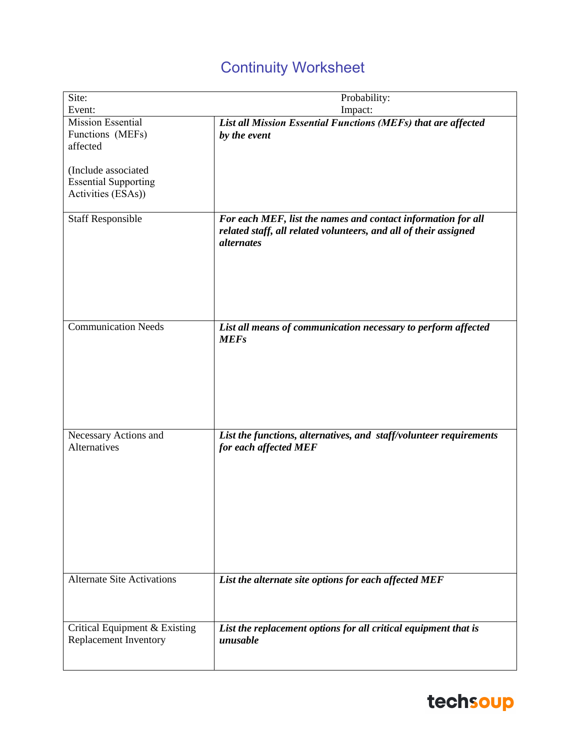# Continuity Worksheet

| Site: <br> Event: | Probability: <br> Impact: |
|---|---|
| Mission Essential Functions (MEFs) affected <br><br> (Include associated Essential Supporting Activities (ESAs)) | ***List all Mission Essential Functions (MEFs) that are affected by the event*** |
| Staff Responsible | ***For each MEF, list the names and contact information for all related staff, all related volunteers, and all of their assigned alternates*** |
| Communication Needs | ***List all means of communication necessary to perform affected MEFs*** |
| Necessary Actions and Alternatives | ***List the functions, alternatives, and staff/volunteer requirements for each affected MEF*** |
| Alternate Site Activations | ***List the alternate site options for each affected MEF*** |
| Critical Equipment & Existing Replacement Inventory | ***List the replacement options for all critical equipment that is unusable*** |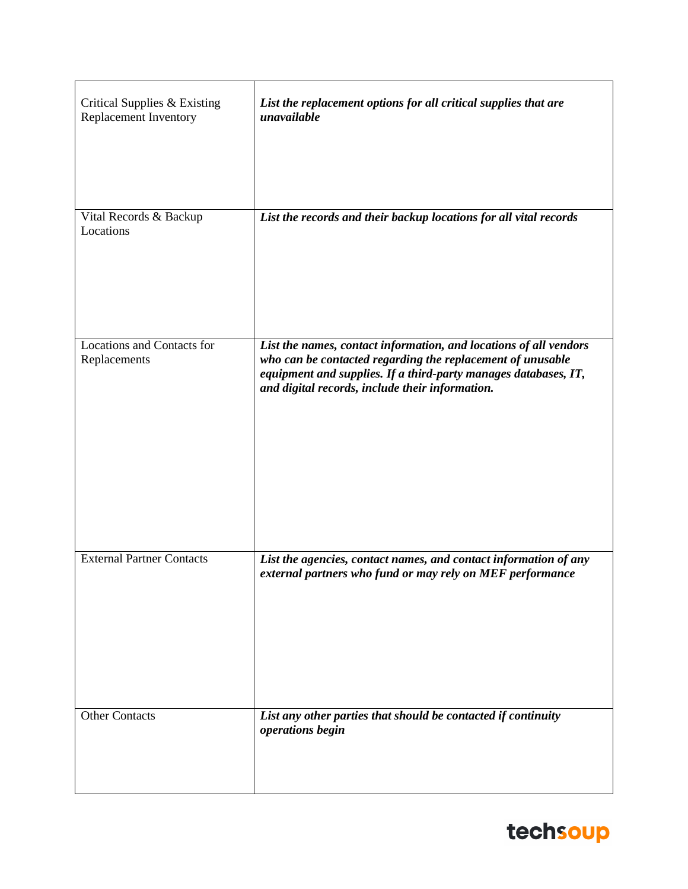| Critical Supplies & Existing Replacement Inventory | ***List the replacement options for all critical supplies that are unavailable*** |
| --- | --- |
| Vital Records & Backup Locations | ***List the records and their backup locations for all vital records*** |
| Locations and Contacts for Replacements | ***List the names, contact information, and locations of all vendors who can be contacted regarding the replacement of unusable equipment and supplies. If a third-party manages databases, IT, and digital records, include their information.*** |
| External Partner Contacts | ***List the agencies, contact names, and contact information of any external partners who fund or may rely on MEF performance*** |
| Other Contacts | ***List any other parties that should be contacted if continuity operations begin*** |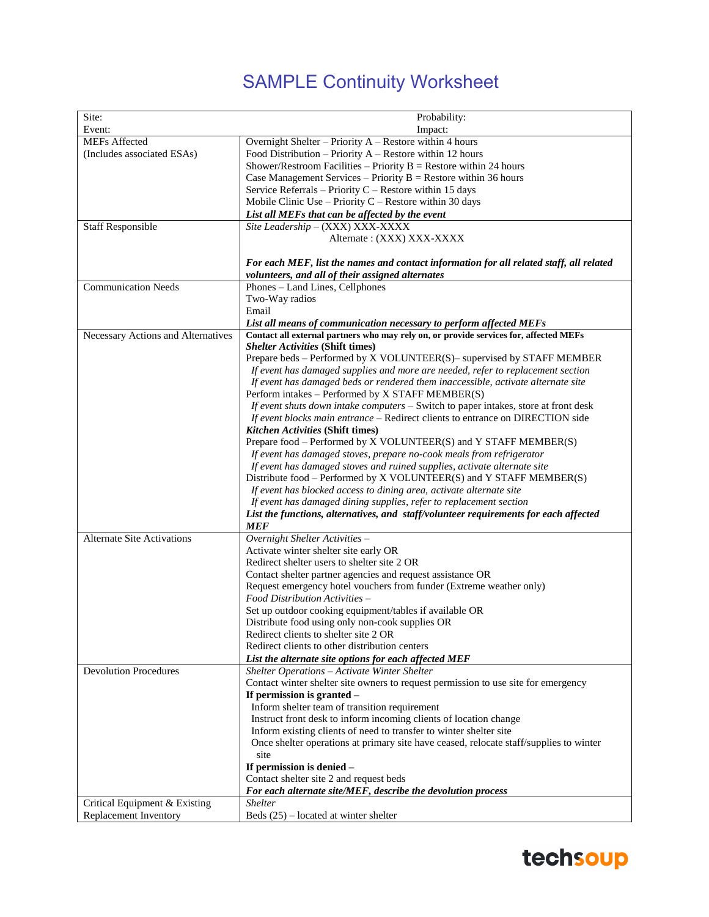# SAMPLE Continuity Worksheet

| Site:<br>Event: | Probability:<br>Impact: |
|---|---|
| MEFs Affected<br>(Includes associated ESAs) | Overnight Shelter – Priority A – Restore within 4 hours<br>Food Distribution – Priority A – Restore within 12 hours<br>Shower/Restroom Facilities – Priority B = Restore within 24 hours<br>Case Management Services – Priority B = Restore within 36 hours<br>Service Referrals – Priority C – Restore within 15 days<br>Mobile Clinic Use – Priority C – Restore within 30 days<br>***List all MEFs that can be affected by the event*** |
| Staff Responsible | *Site Leadership* – (XXX) XXX-XXXX<br>Alternate : (XXX) XXX-XXXX<br><br>***For each MEF, list the names and contact information for all related staff, all related volunteers, and all of their assigned alternates*** |
| Communication Needs | Phones – Land Lines, Cellphones<br>Two-Way radios<br>Email<br>***List all means of communication necessary to perform affected MEFs*** |
| Necessary Actions and Alternatives | **Contact all external partners who may rely on, or provide services for, affected MEFs**<br>***Shelter Activities* (Shift times)**<br>Prepare beds – Performed by X VOLUNTEER(S)– supervised by STAFF MEMBER<br>*If event has damaged supplies and more are needed, refer to replacement section*<br>*If event has damaged beds or rendered them inaccessible, activate alternate site*<br>Perform intakes – Performed by X STAFF MEMBER(S)<br>*If event shuts down intake computers* – Switch to paper intakes, store at front desk<br>*If event blocks main entrance* – Redirect clients to entrance on DIRECTION side<br>***Kitchen Activities* (Shift times)**<br>Prepare food – Performed by X VOLUNTEER(S) and Y STAFF MEMBER(S)<br>*If event has damaged stoves, prepare no-cook meals from refrigerator*<br>*If event has damaged stoves and ruined supplies, activate alternate site*<br>Distribute food – Performed by X VOLUNTEER(S) and Y STAFF MEMBER(S)<br>*If event has blocked access to dining area, activate alternate site*<br>*If event has damaged dining supplies, refer to replacement section*<br>***List the functions, alternatives, and staff/volunteer requirements for each affected MEF*** |
| Alternate Site Activations | *Overnight Shelter Activities –*<br>Activate winter shelter site early OR<br>Redirect shelter users to shelter site 2 OR<br>Contact shelter partner agencies and request assistance OR<br>Request emergency hotel vouchers from funder (Extreme weather only)<br>*Food Distribution Activities –*<br>Set up outdoor cooking equipment/tables if available OR<br>Distribute food using only non-cook supplies OR<br>Redirect clients to shelter site 2 OR<br>Redirect clients to other distribution centers<br>***List the alternate site options for each affected MEF*** |
| Devolution Procedures | *Shelter Operations – Activate Winter Shelter*<br>Contact winter shelter site owners to request permission to use site for emergency<br>**If permission is granted –**<br>Inform shelter team of transition requirement<br>Instruct front desk to inform incoming clients of location change<br>Inform existing clients of need to transfer to winter shelter site<br>Once shelter operations at primary site have ceased, relocate staff/supplies to winter site<br>**If permission is denied –**<br>Contact shelter site 2 and request beds<br>***For each alternate site/MEF, describe the devolution process*** |
| Critical Equipment & Existing Replacement Inventory | *Shelter*<br>Beds (25) – located at winter shelter |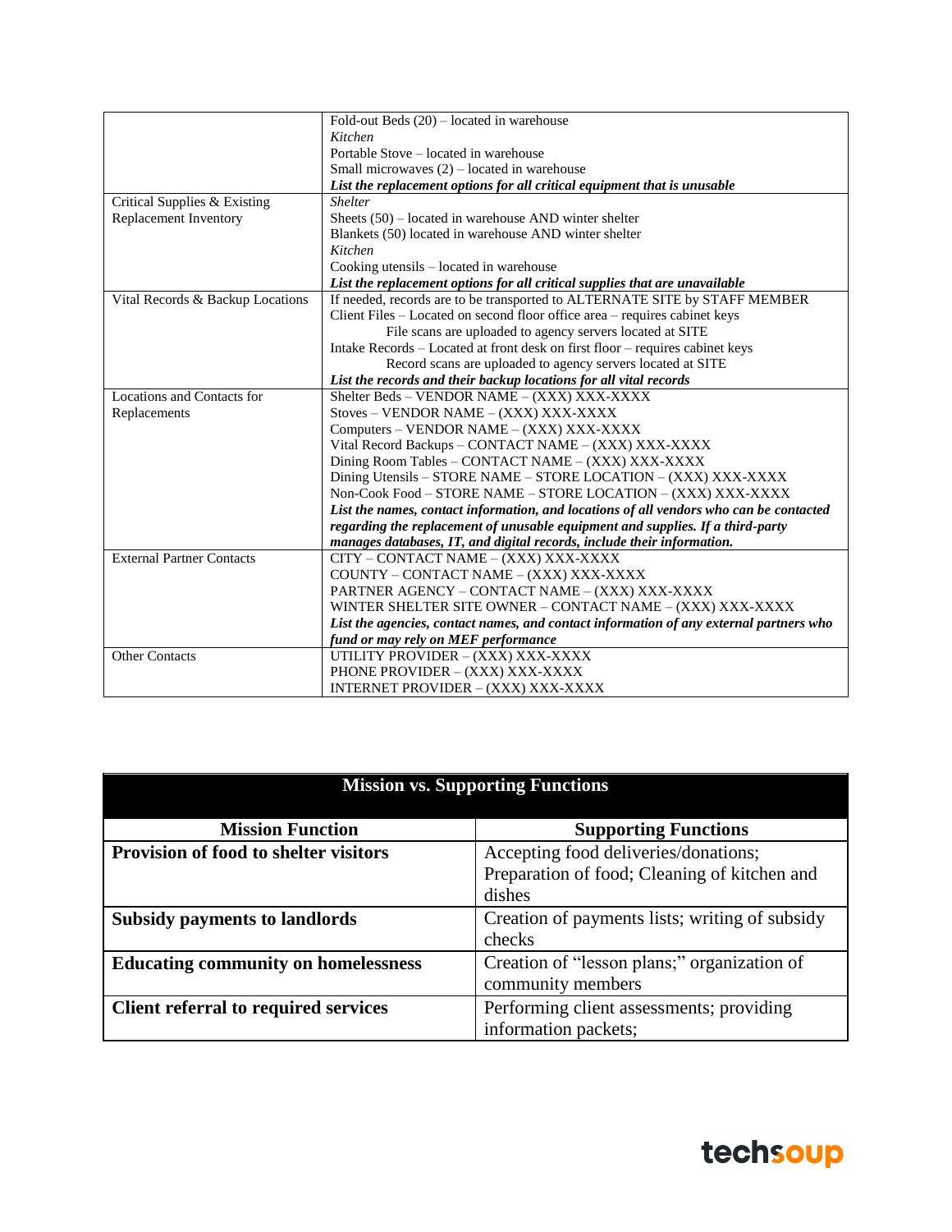| | |
|---|---|
| | Fold-out Beds (20) – located in warehouse<br>*Kitchen*<br>Portable Stove – located in warehouse<br>Small microwaves (2) – located in warehouse<br>***List the replacement options for all critical equipment that is unusable*** |
| Critical Supplies & Existing Replacement Inventory | *Shelter*<br>Sheets (50) – located in warehouse AND winter shelter<br>Blankets (50) located in warehouse AND winter shelter<br>*Kitchen*<br>Cooking utensils – located in warehouse<br>***List the replacement options for all critical supplies that are unavailable*** |
| Vital Records & Backup Locations | If needed, records are to be transported to ALTERNATE SITE by STAFF MEMBER<br>Client Files – Located on second floor office area – requires cabinet keys<br>File scans are uploaded to agency servers located at SITE<br>Intake Records – Located at front desk on first floor – requires cabinet keys<br>Record scans are uploaded to agency servers located at SITE<br>***List the records and their backup locations for all vital records*** |
| Locations and Contacts for Replacements | Shelter Beds – VENDOR NAME – (XXX) XXX-XXXX<br>Stoves – VENDOR NAME – (XXX) XXX-XXXX<br>Computers – VENDOR NAME – (XXX) XXX-XXXX<br>Vital Record Backups – CONTACT NAME – (XXX) XXX-XXXX<br>Dining Room Tables – CONTACT NAME – (XXX) XXX-XXXX<br>Dining Utensils – STORE NAME – STORE LOCATION – (XXX) XXX-XXXX<br>Non-Cook Food – STORE NAME – STORE LOCATION – (XXX) XXX-XXXX<br>***List the names, contact information, and locations of all vendors who can be contacted regarding the replacement of unusable equipment and supplies. If a third-party manages databases, IT, and digital records, include their information.*** |
| External Partner Contacts | CITY – CONTACT NAME – (XXX) XXX-XXXX<br>COUNTY – CONTACT NAME – (XXX) XXX-XXXX<br>PARTNER AGENCY – CONTACT NAME – (XXX) XXX-XXXX<br>WINTER SHELTER SITE OWNER – CONTACT NAME – (XXX) XXX-XXXX<br>***List the agencies, contact names, and contact information of any external partners who fund or may rely on MEF performance*** |
| Other Contacts | UTILITY PROVIDER – (XXX) XXX-XXXX<br>PHONE PROVIDER – (XXX) XXX-XXXX<br>INTERNET PROVIDER – (XXX) XXX-XXXX |

| Mission vs. Supporting Functions | |
|---|---|
| **Mission Function** | **Supporting Functions** |
| **Provision of food to shelter visitors** | Accepting food deliveries/donations; Preparation of food; Cleaning of kitchen and dishes |
| **Subsidy payments to landlords** | Creation of payments lists; writing of subsidy checks |
| **Educating community on homelessness** | Creation of "lesson plans;" organization of community members |
| **Client referral to required services** | Performing client assessments; providing information packets; |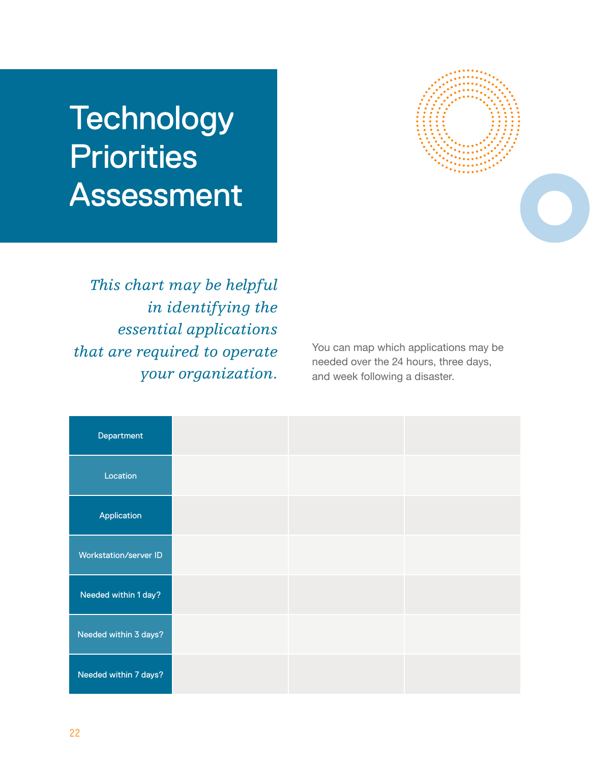# Technology Priorities Assessment

*This chart may be helpful in identifying the essential applications that are required to operate your organization.*

You can map which applications may be needed over the 24 hours, three days, and week following a disaster.

| Department | | | |
|---|---|---|---|
| Location | | | |
| Application | | | |
| Workstation/server ID | | | |
| Needed within 1 day? | | | |
| Needed within 3 days? | | | |
| Needed within 7 days? | | | |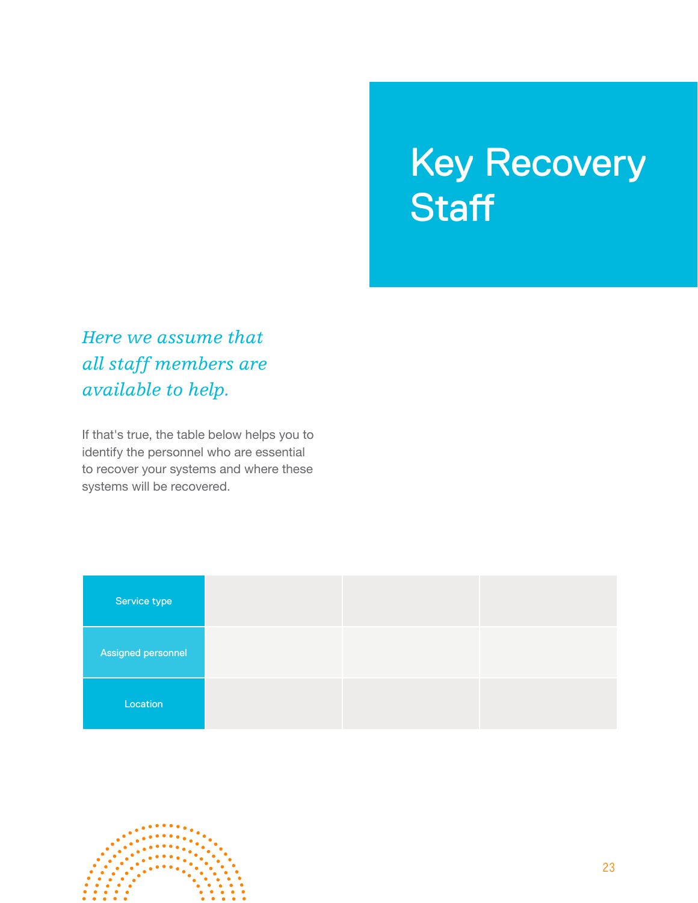# Key Recovery Staff

*Here we assume that all staff members are available to help.*

If that's true, the table below helps you to identify the personnel who are essential to recover your systems and where these systems will be recovered.

| Service type | | | |
|---|---|---|---|
| Assigned personnel | | | |
| Location | | | |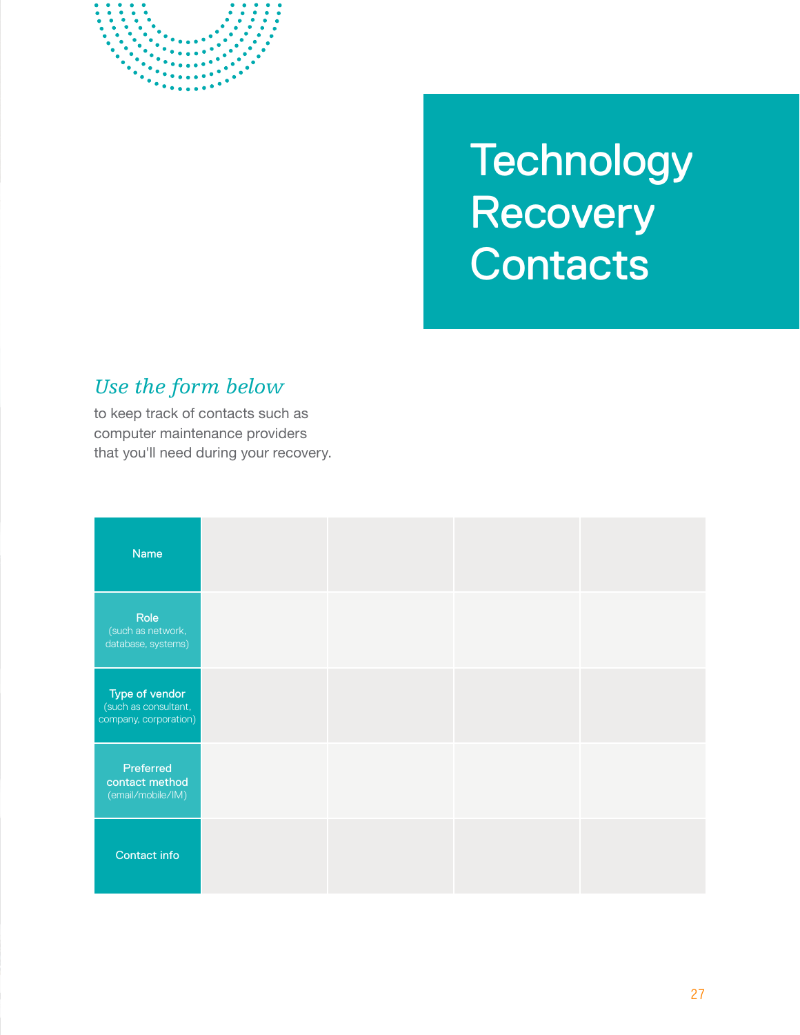# Technology Recovery Contacts

*Use the form below* to keep track of contacts such as computer maintenance providers that you'll need during your recovery.

| | | | | |
|---|---|---|---|---|
| Name | | | | |
| Role (such as network, database, systems) | | | | |
| Type of vendor (such as consultant, company, corporation) | | | | |
| Preferred contact method (email/mobile/IM) | | | | |
| Contact info | | | | |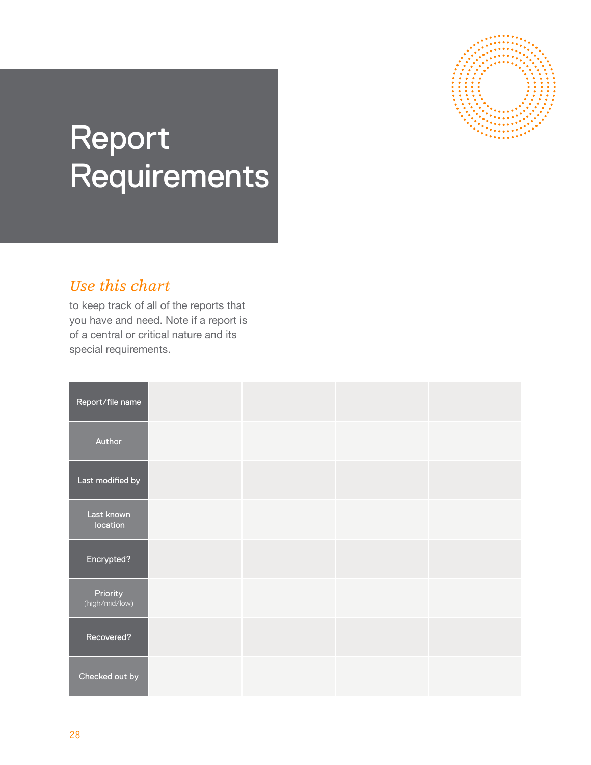# Report Requirements

*Use this chart*

to keep track of all of the reports that you have and need. Note if a report is of a central or critical nature and its special requirements.

| Report/file name | | | | |
|---|---|---|---|---|
| Author | | | | |
| Last modified by | | | | |
| Last known location | | | | |
| Encrypted? | | | | |
| Priority (high/mid/low) | | | | |
| Recovered? | | | | |
| Checked out by | | | | |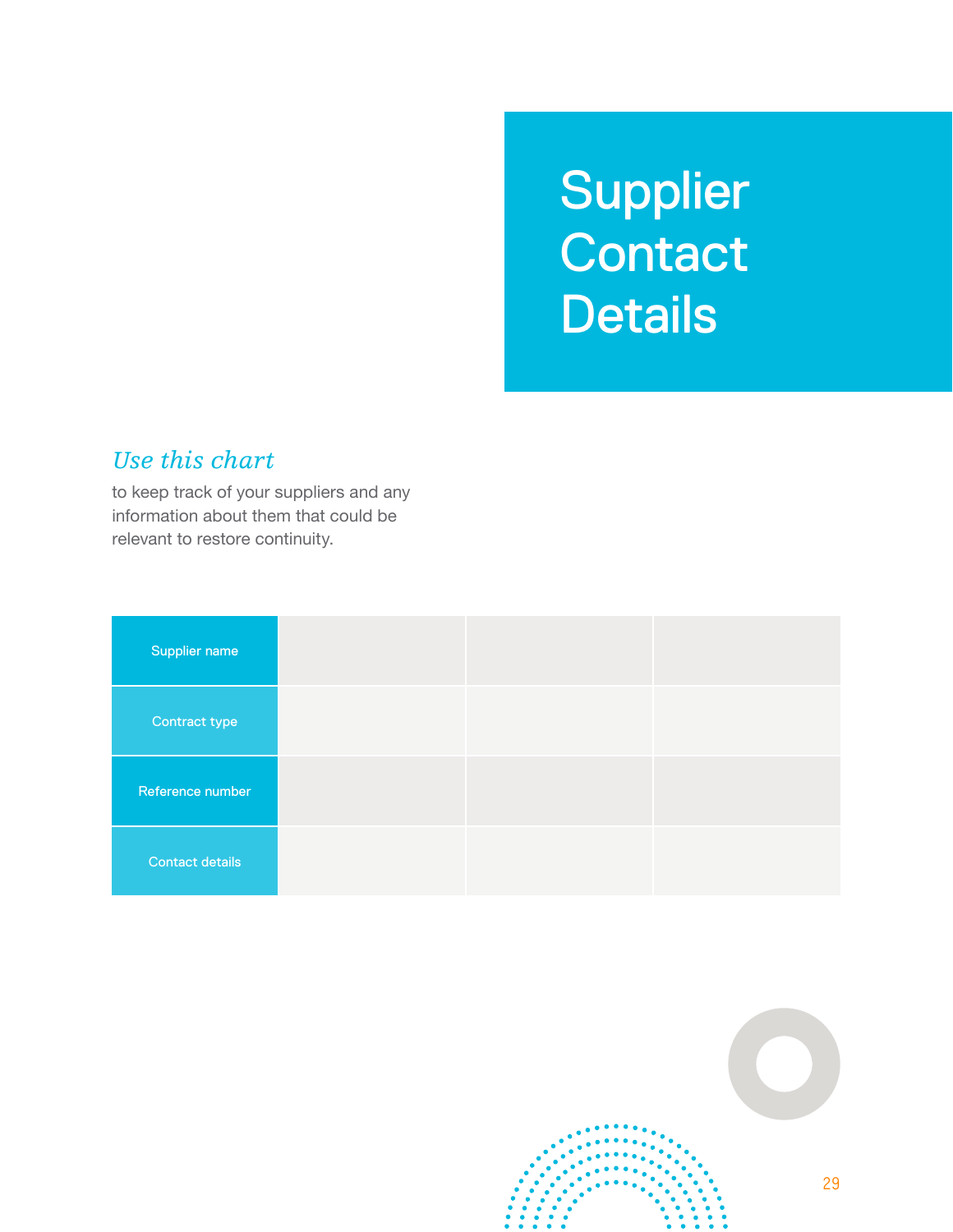# Supplier Contact Details

*Use this chart*

to keep track of your suppliers and any information about them that could be relevant to restore continuity.

| Supplier name | | | |
|---|---|---|---|
| Contract type | | | |
| Reference number | | | |
| Contact details | | | |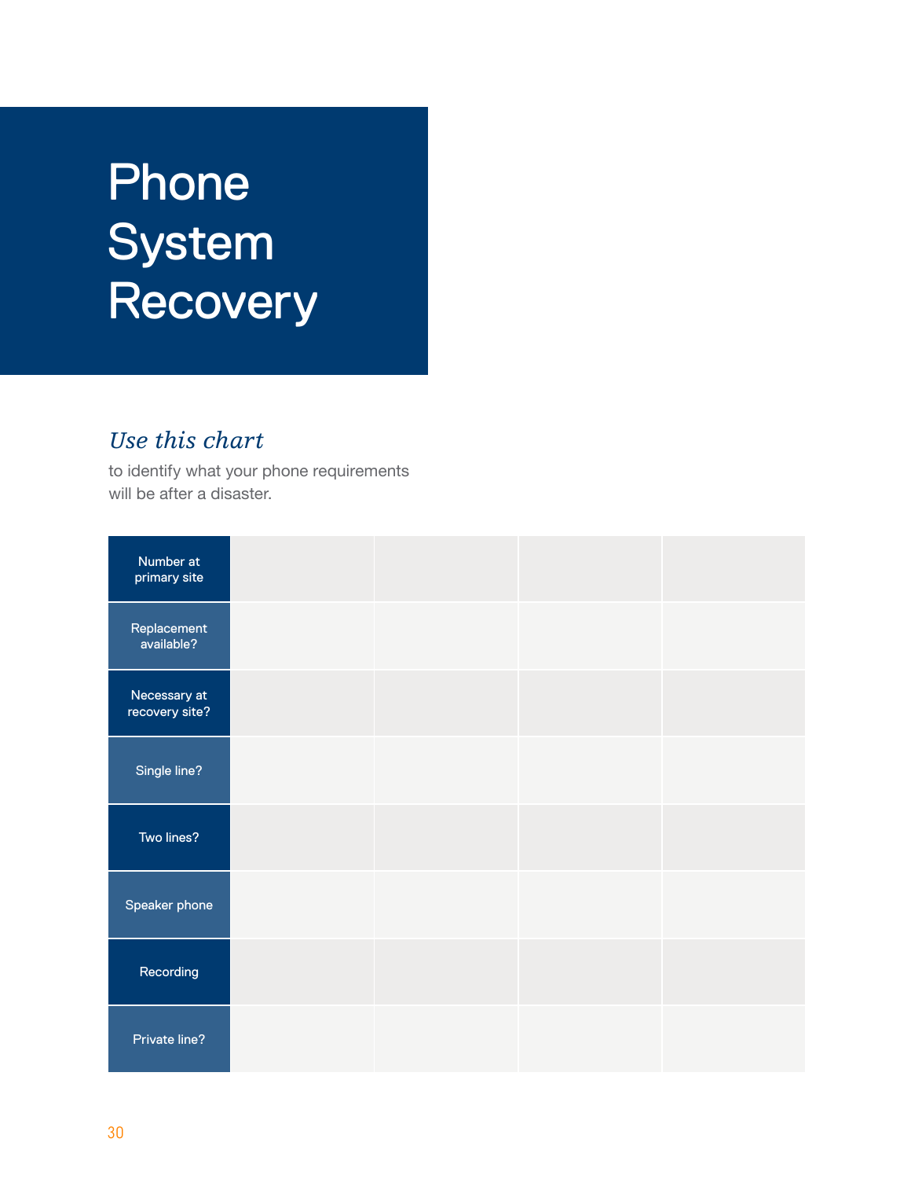# Phone System Recovery

*Use this chart*

to identify what your phone requirements will be after a disaster.

| | | | | |
|---|---|---|---|---|
| Number at primary site | | | | |
| Replacement available? | | | | |
| Necessary at recovery site? | | | | |
| Single line? | | | | |
| Two lines? | | | | |
| Speaker phone | | | | |
| Recording | | | | |
| Private line? | | | | |